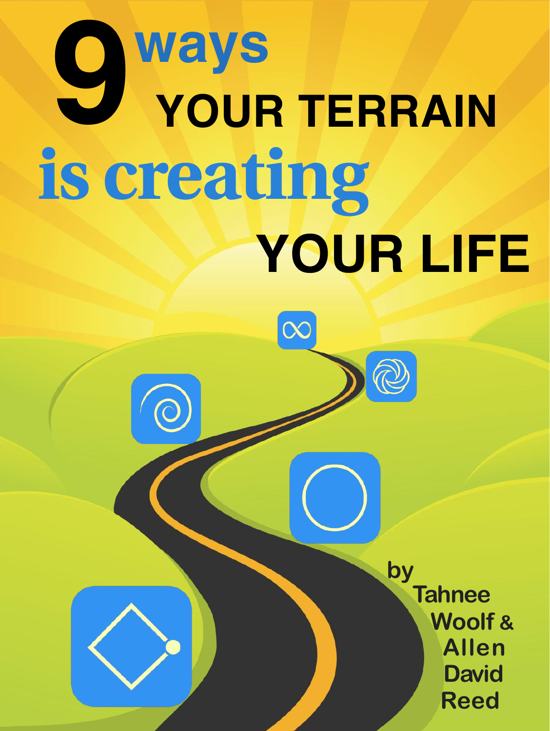# 9 ways YOUR TERRAIN is creating YOUR LIFE

by Tahnee Woolf & Allen David Reed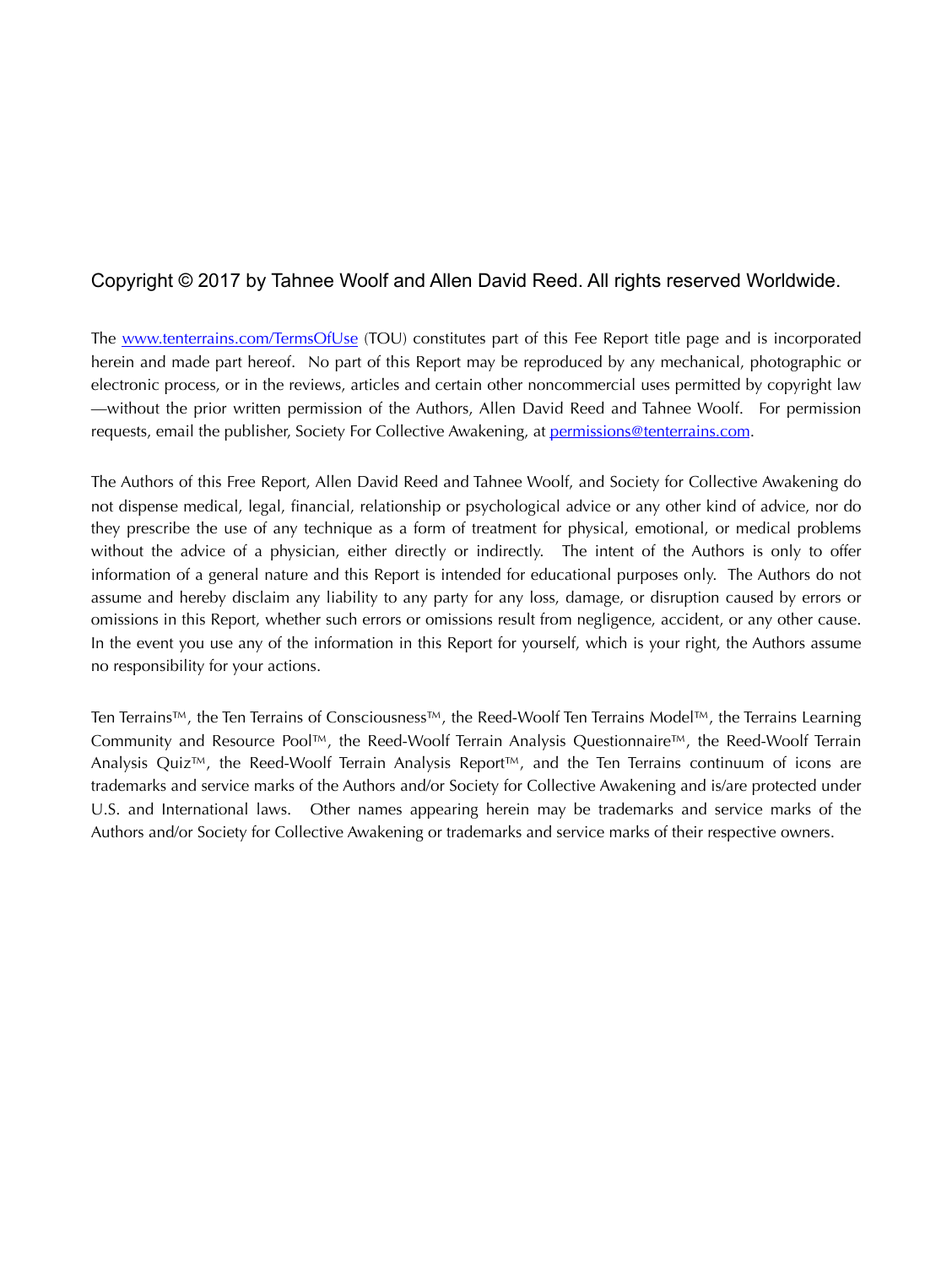Copyright © 2017 by Tahnee Woolf and Allen David Reed. All rights reserved Worldwide.

The [www.tenterrains.com/TermsOfUse](www.tenterrains.com/TermsOfUse) (TOU) constitutes part of this Fee Report title page and is incorporated herein and made part hereof. No part of this Report may be reproduced by any mechanical, photographic or electronic process, or in the reviews, articles and certain other noncommercial uses permitted by copyright law—without the prior written permission of the Authors, Allen David Reed and Tahnee Woolf. For permission requests, email the publisher, Society For Collective Awakening, at [permissions@tenterrains.com](mailto:permissions@tenterrains.com).

The Authors of this Free Report, Allen David Reed and Tahnee Woolf, and Society for Collective Awakening do not dispense medical, legal, financial, relationship or psychological advice or any other kind of advice, nor do they prescribe the use of any technique as a form of treatment for physical, emotional, or medical problems without the advice of a physician, either directly or indirectly. The intent of the Authors is only to offer information of a general nature and this Report is intended for educational purposes only. The Authors do not assume and hereby disclaim any liability to any party for any loss, damage, or disruption caused by errors or omissions in this Report, whether such errors or omissions result from negligence, accident, or any other cause. In the event you use any of the information in this Report for yourself, which is your right, the Authors assume no responsibility for your actions.

Ten Terrains™, the Ten Terrains of Consciousness™, the Reed-Woolf Ten Terrains Model™, the Terrains Learning Community and Resource Pool™, the Reed-Woolf Terrain Analysis Questionnaire™, the Reed-Woolf Terrain Analysis Quiz™, the Reed-Woolf Terrain Analysis Report™, and the Ten Terrains continuum of icons are trademarks and service marks of the Authors and/or Society for Collective Awakening and is/are protected under U.S. and International laws. Other names appearing herein may be trademarks and service marks of the Authors and/or Society for Collective Awakening or trademarks and service marks of their respective owners.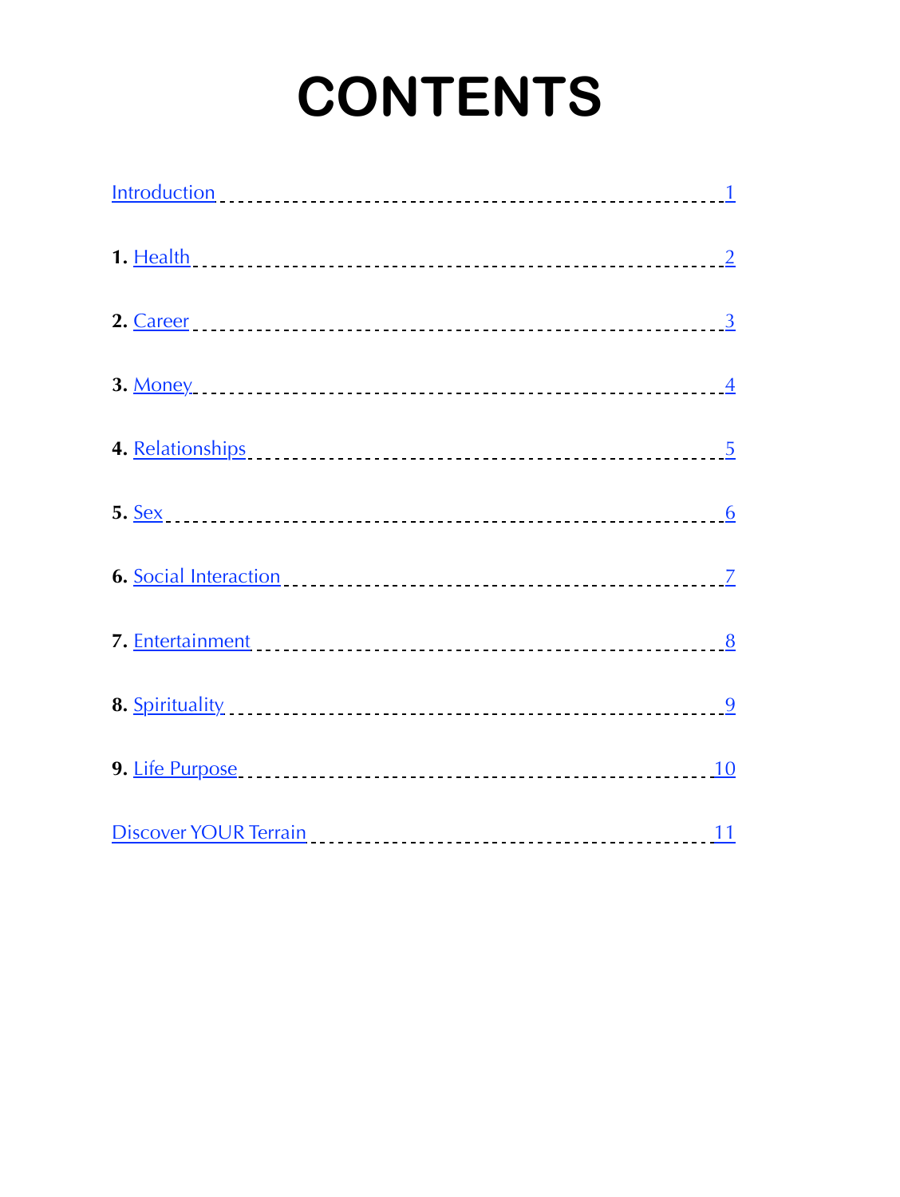# CONTENTS

Introduction ........................................................ 1

**1.** Health ........................................................ 2

**2.** Career ........................................................ 3

**3.** Money ........................................................ 4

**4.** Relationships ........................................................ 5

**5.** Sex ........................................................ 6

**6.** Social Interaction ........................................................ 7

**7.** Entertainment ........................................................ 8

**8.** Spirituality ........................................................ 9

**9.** Life Purpose ........................................................ 10

Discover YOUR Terrain ........................................................ 11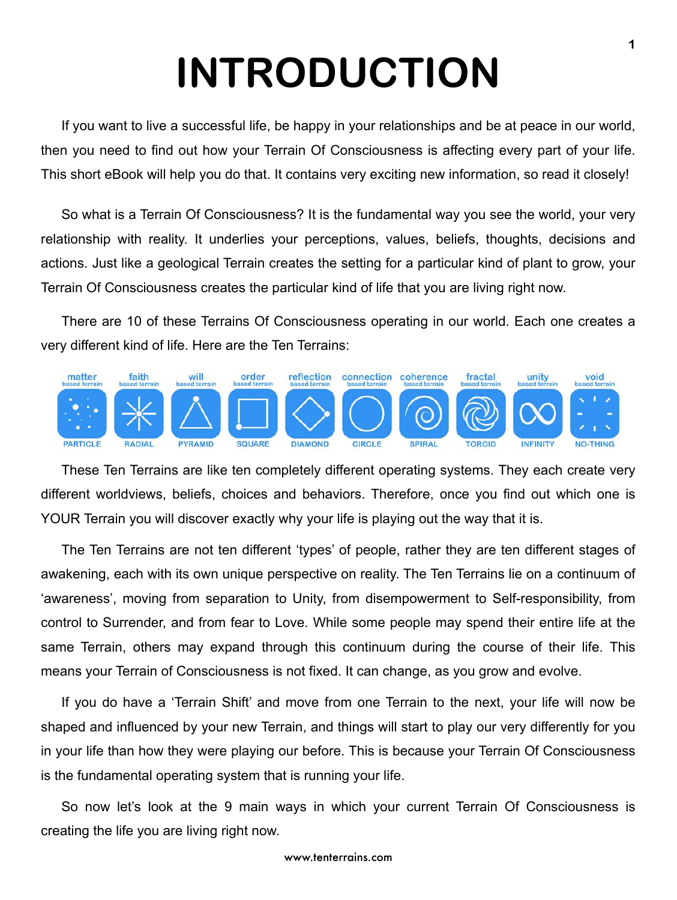# INTRODUCTION

If you want to live a successful life, be happy in your relationships and be at peace in our world, then you need to find out how your Terrain Of Consciousness is affecting every part of your life. This short eBook will help you do that. It contains very exciting new information, so read it closely!

So what is a Terrain Of Consciousness? It is the fundamental way you see the world, your very relationship with reality. It underlies your perceptions, values, beliefs, thoughts, decisions and actions. Just like a geological Terrain creates the setting for a particular kind of plant to grow, your Terrain Of Consciousness creates the particular kind of life that you are living right now.

There are 10 of these Terrains Of Consciousness operating in our world. Each one creates a very different kind of life. Here are the Ten Terrains:

| matter based terrain | faith based terrain | will based terrain | order based terrain | reflection based terrain | connection based terrain | coherence based terrain | fractal based terrain | unity based terrain | void based terrain |
|---|---|---|---|---|---|---|---|---|---|
| PARTICLE | RADIAL | PYRAMID | SQUARE | DIAMOND | CIRCLE | SPIRAL | TOROID | INFINITY | NO-THING |

These Ten Terrains are like ten completely different operating systems. They each create very different worldviews, beliefs, choices and behaviors. Therefore, once you find out which one is YOUR Terrain you will discover exactly why your life is playing out the way that it is.

The Ten Terrains are not ten different 'types' of people, rather they are ten different stages of awakening, each with its own unique perspective on reality. The Ten Terrains lie on a continuum of 'awareness', moving from separation to Unity, from disempowerment to Self-responsibility, from control to Surrender, and from fear to Love. While some people may spend their entire life at the same Terrain, others may expand through this continuum during the course of their life. This means your Terrain of Consciousness is not fixed. It can change, as you grow and evolve.

If you do have a 'Terrain Shift' and move from one Terrain to the next, your life will now be shaped and influenced by your new Terrain, and things will start to play our very differently for you in your life than how they were playing our before. This is because your Terrain Of Consciousness is the fundamental operating system that is running your life.

So now let's look at the 9 main ways in which your current Terrain Of Consciousness is creating the life you are living right now.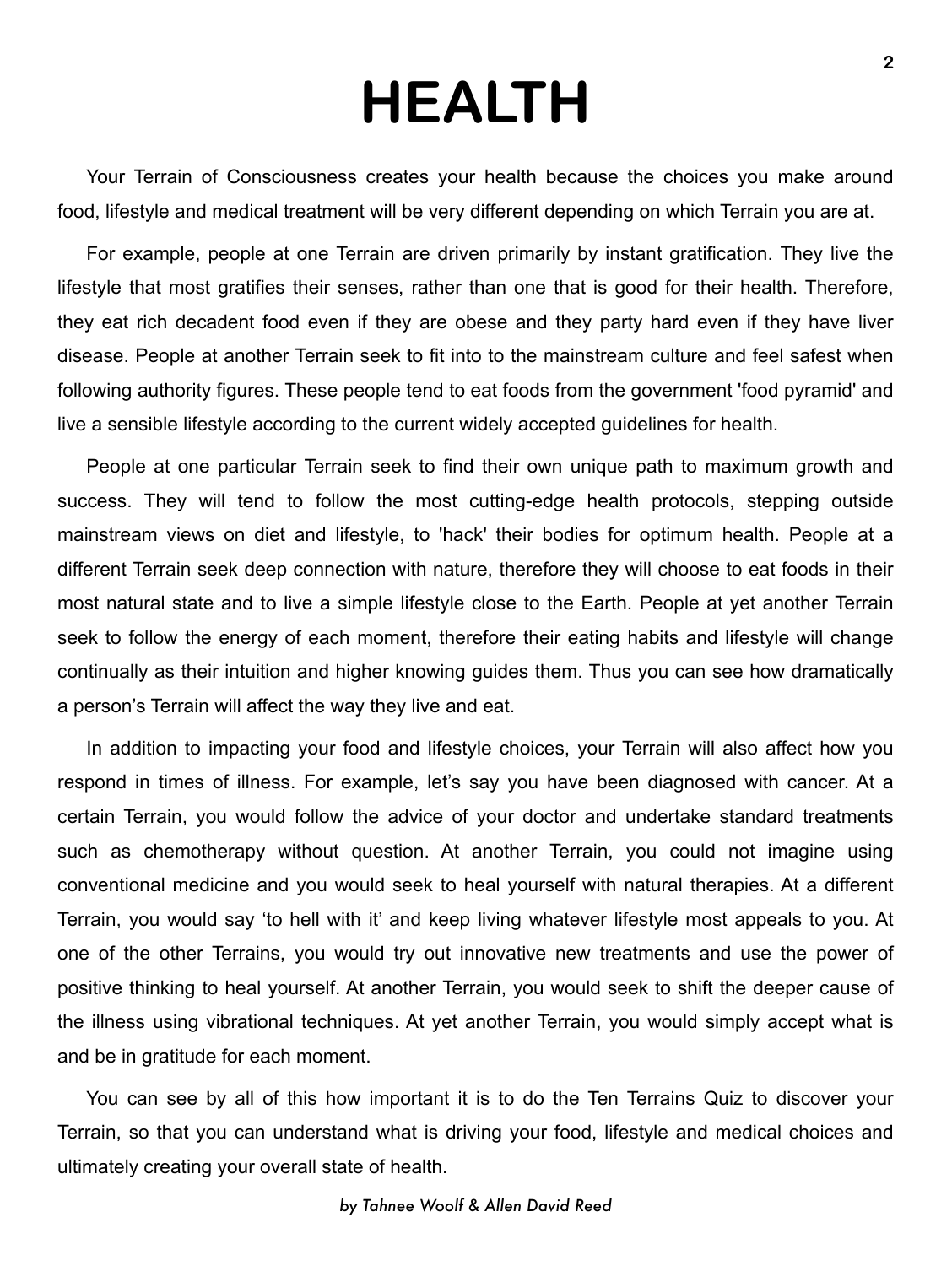# HEALTH

Your Terrain of Consciousness creates your health because the choices you make around food, lifestyle and medical treatment will be very different depending on which Terrain you are at.

For example, people at one Terrain are driven primarily by instant gratification. They live the lifestyle that most gratifies their senses, rather than one that is good for their health. Therefore, they eat rich decadent food even if they are obese and they party hard even if they have liver disease. People at another Terrain seek to fit into to the mainstream culture and feel safest when following authority figures. These people tend to eat foods from the government 'food pyramid' and live a sensible lifestyle according to the current widely accepted guidelines for health.

People at one particular Terrain seek to find their own unique path to maximum growth and success. They will tend to follow the most cutting-edge health protocols, stepping outside mainstream views on diet and lifestyle, to 'hack' their bodies for optimum health. People at a different Terrain seek deep connection with nature, therefore they will choose to eat foods in their most natural state and to live a simple lifestyle close to the Earth. People at yet another Terrain seek to follow the energy of each moment, therefore their eating habits and lifestyle will change continually as their intuition and higher knowing guides them. Thus you can see how dramatically a person's Terrain will affect the way they live and eat.

In addition to impacting your food and lifestyle choices, your Terrain will also affect how you respond in times of illness. For example, let's say you have been diagnosed with cancer. At a certain Terrain, you would follow the advice of your doctor and undertake standard treatments such as chemotherapy without question. At another Terrain, you could not imagine using conventional medicine and you would seek to heal yourself with natural therapies. At a different Terrain, you would say 'to hell with it' and keep living whatever lifestyle most appeals to you. At one of the other Terrains, you would try out innovative new treatments and use the power of positive thinking to heal yourself. At another Terrain, you would seek to shift the deeper cause of the illness using vibrational techniques. At yet another Terrain, you would simply accept what is and be in gratitude for each moment.

You can see by all of this how important it is to do the Ten Terrains Quiz to discover your Terrain, so that you can understand what is driving your food, lifestyle and medical choices and ultimately creating your overall state of health.

*by Tahnee Woolf & Allen David Reed*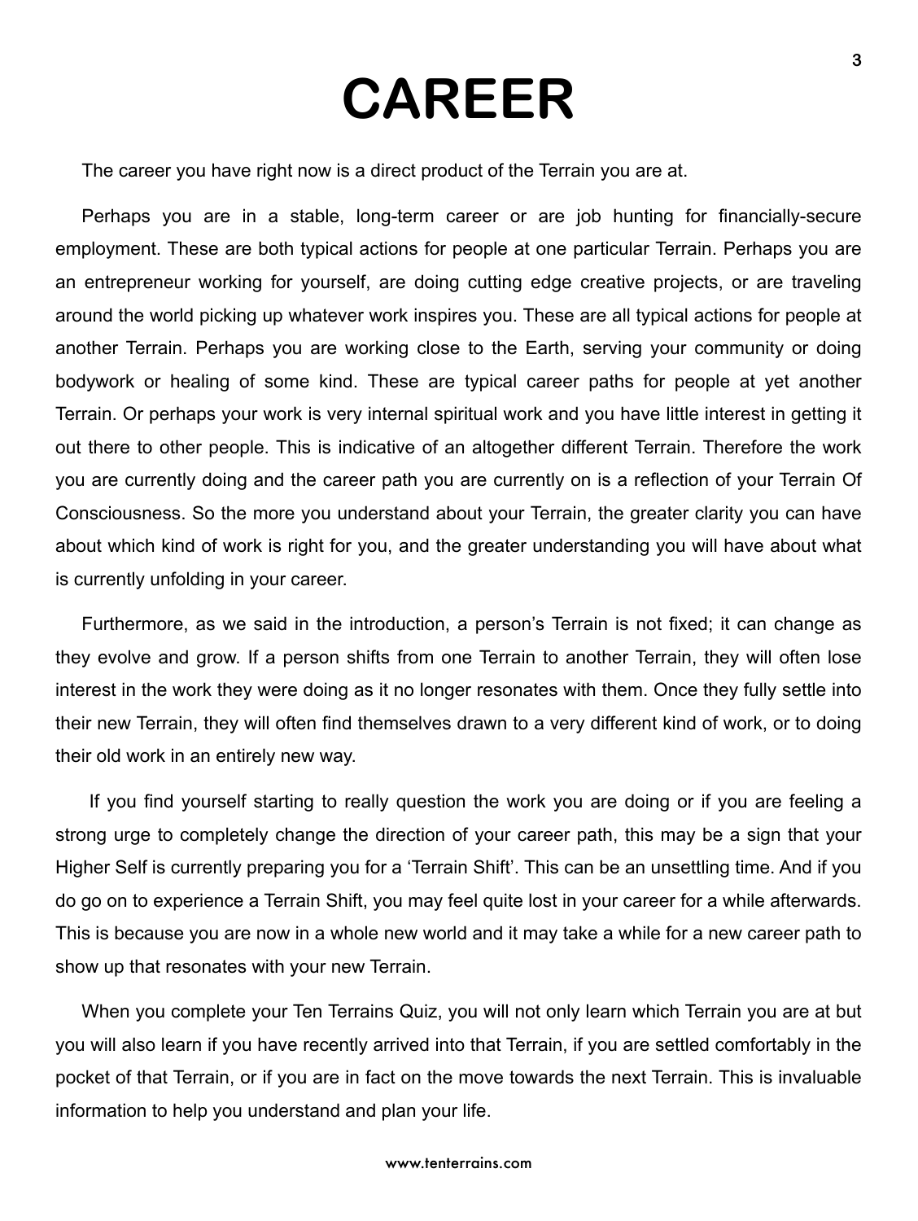# CAREER

The career you have right now is a direct product of the Terrain you are at.

Perhaps you are in a stable, long-term career or are job hunting for financially-secure employment. These are both typical actions for people at one particular Terrain. Perhaps you are an entrepreneur working for yourself, are doing cutting edge creative projects, or are traveling around the world picking up whatever work inspires you. These are all typical actions for people at another Terrain. Perhaps you are working close to the Earth, serving your community or doing bodywork or healing of some kind. These are typical career paths for people at yet another Terrain. Or perhaps your work is very internal spiritual work and you have little interest in getting it out there to other people. This is indicative of an altogether different Terrain. Therefore the work you are currently doing and the career path you are currently on is a reflection of your Terrain Of Consciousness. So the more you understand about your Terrain, the greater clarity you can have about which kind of work is right for you, and the greater understanding you will have about what is currently unfolding in your career.

Furthermore, as we said in the introduction, a person's Terrain is not fixed; it can change as they evolve and grow. If a person shifts from one Terrain to another Terrain, they will often lose interest in the work they were doing as it no longer resonates with them. Once they fully settle into their new Terrain, they will often find themselves drawn to a very different kind of work, or to doing their old work in an entirely new way.

If you find yourself starting to really question the work you are doing or if you are feeling a strong urge to completely change the direction of your career path, this may be a sign that your Higher Self is currently preparing you for a 'Terrain Shift'. This can be an unsettling time. And if you do go on to experience a Terrain Shift, you may feel quite lost in your career for a while afterwards. This is because you are now in a whole new world and it may take a while for a new career path to show up that resonates with your new Terrain.

When you complete your Ten Terrains Quiz, you will not only learn which Terrain you are at but you will also learn if you have recently arrived into that Terrain, if you are settled comfortably in the pocket of that Terrain, or if you are in fact on the move towards the next Terrain. This is invaluable information to help you understand and plan your life.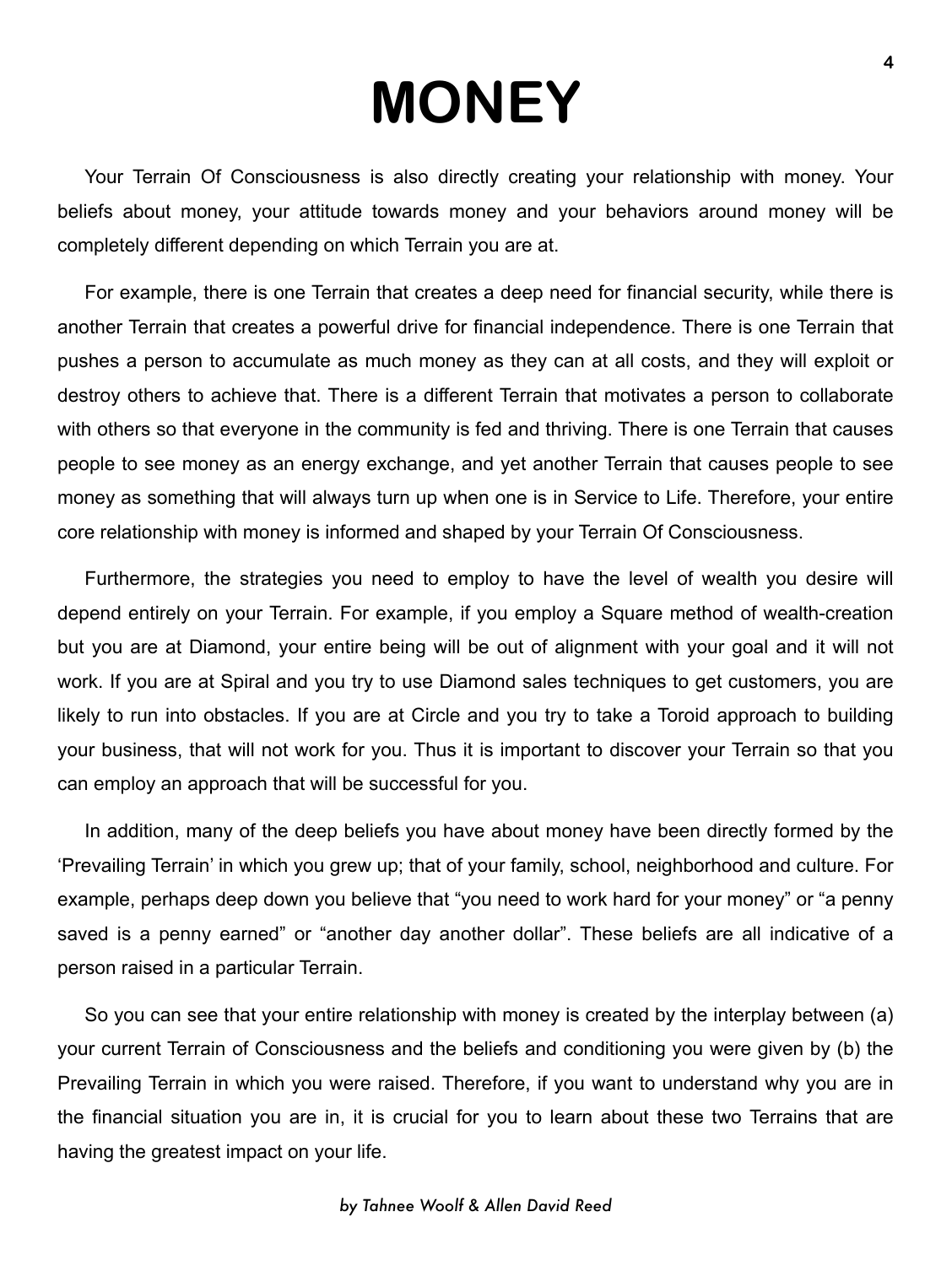# MONEY

Your Terrain Of Consciousness is also directly creating your relationship with money. Your beliefs about money, your attitude towards money and your behaviors around money will be completely different depending on which Terrain you are at.

For example, there is one Terrain that creates a deep need for financial security, while there is another Terrain that creates a powerful drive for financial independence. There is one Terrain that pushes a person to accumulate as much money as they can at all costs, and they will exploit or destroy others to achieve that. There is a different Terrain that motivates a person to collaborate with others so that everyone in the community is fed and thriving. There is one Terrain that causes people to see money as an energy exchange, and yet another Terrain that causes people to see money as something that will always turn up when one is in Service to Life. Therefore, your entire core relationship with money is informed and shaped by your Terrain Of Consciousness.

Furthermore, the strategies you need to employ to have the level of wealth you desire will depend entirely on your Terrain. For example, if you employ a Square method of wealth-creation but you are at Diamond, your entire being will be out of alignment with your goal and it will not work. If you are at Spiral and you try to use Diamond sales techniques to get customers, you are likely to run into obstacles. If you are at Circle and you try to take a Toroid approach to building your business, that will not work for you. Thus it is important to discover your Terrain so that you can employ an approach that will be successful for you.

In addition, many of the deep beliefs you have about money have been directly formed by the 'Prevailing Terrain' in which you grew up; that of your family, school, neighborhood and culture. For example, perhaps deep down you believe that "you need to work hard for your money" or "a penny saved is a penny earned" or "another day another dollar". These beliefs are all indicative of a person raised in a particular Terrain.

So you can see that your entire relationship with money is created by the interplay between (a) your current Terrain of Consciousness and the beliefs and conditioning you were given by (b) the Prevailing Terrain in which you were raised. Therefore, if you want to understand why you are in the financial situation you are in, it is crucial for you to learn about these two Terrains that are having the greatest impact on your life.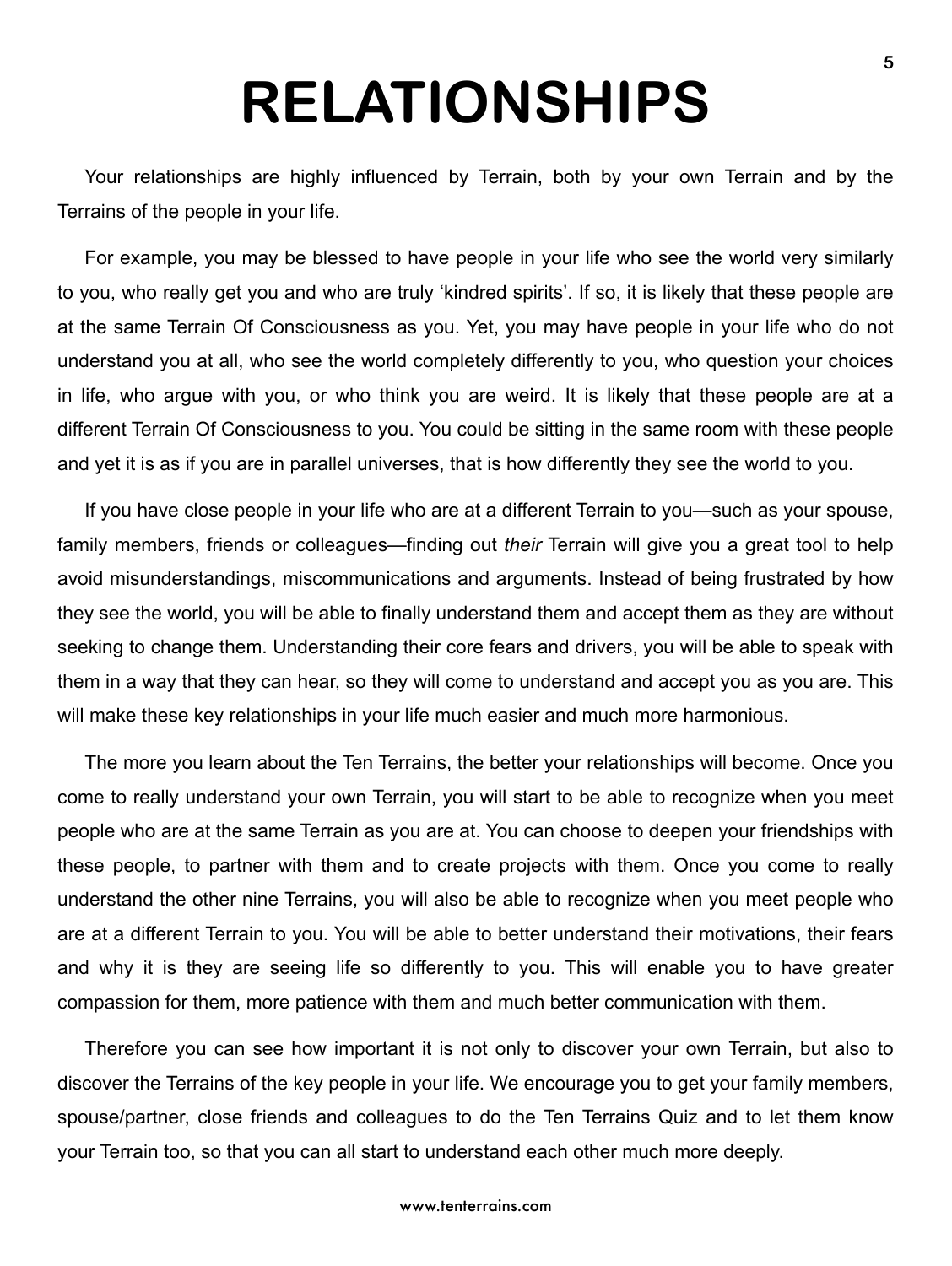# RELATIONSHIPS

Your relationships are highly influenced by Terrain, both by your own Terrain and by the Terrains of the people in your life.

For example, you may be blessed to have people in your life who see the world very similarly to you, who really get you and who are truly 'kindred spirits'. If so, it is likely that these people are at the same Terrain Of Consciousness as you. Yet, you may have people in your life who do not understand you at all, who see the world completely differently to you, who question your choices in life, who argue with you, or who think you are weird. It is likely that these people are at a different Terrain Of Consciousness to you. You could be sitting in the same room with these people and yet it is as if you are in parallel universes, that is how differently they see the world to you.

If you have close people in your life who are at a different Terrain to you—such as your spouse, family members, friends or colleagues—finding out *their* Terrain will give you a great tool to help avoid misunderstandings, miscommunications and arguments. Instead of being frustrated by how they see the world, you will be able to finally understand them and accept them as they are without seeking to change them. Understanding their core fears and drivers, you will be able to speak with them in a way that they can hear, so they will come to understand and accept you as you are. This will make these key relationships in your life much easier and much more harmonious.

The more you learn about the Ten Terrains, the better your relationships will become. Once you come to really understand your own Terrain, you will start to be able to recognize when you meet people who are at the same Terrain as you are at. You can choose to deepen your friendships with these people, to partner with them and to create projects with them. Once you come to really understand the other nine Terrains, you will also be able to recognize when you meet people who are at a different Terrain to you. You will be able to better understand their motivations, their fears and why it is they are seeing life so differently to you. This will enable you to have greater compassion for them, more patience with them and much better communication with them.

Therefore you can see how important it is not only to discover your own Terrain, but also to discover the Terrains of the key people in your life. We encourage you to get your family members, spouse/partner, close friends and colleagues to do the Ten Terrains Quiz and to let them know your Terrain too, so that you can all start to understand each other much more deeply.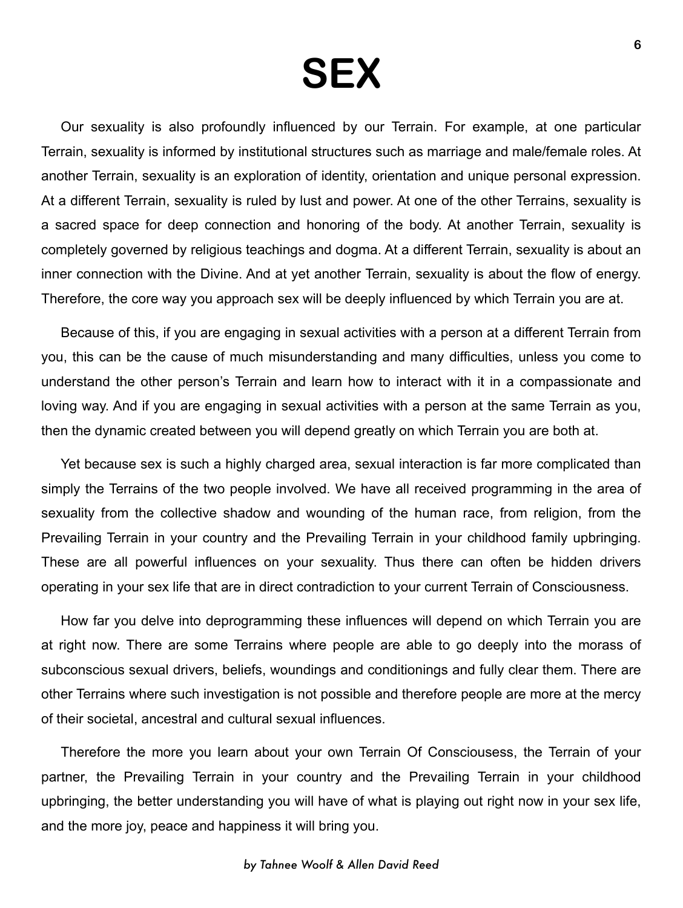# SEX

Our sexuality is also profoundly influenced by our Terrain. For example, at one particular Terrain, sexuality is informed by institutional structures such as marriage and male/female roles. At another Terrain, sexuality is an exploration of identity, orientation and unique personal expression. At a different Terrain, sexuality is ruled by lust and power. At one of the other Terrains, sexuality is a sacred space for deep connection and honoring of the body. At another Terrain, sexuality is completely governed by religious teachings and dogma. At a different Terrain, sexuality is about an inner connection with the Divine. And at yet another Terrain, sexuality is about the flow of energy. Therefore, the core way you approach sex will be deeply influenced by which Terrain you are at.

Because of this, if you are engaging in sexual activities with a person at a different Terrain from you, this can be the cause of much misunderstanding and many difficulties, unless you come to understand the other person's Terrain and learn how to interact with it in a compassionate and loving way. And if you are engaging in sexual activities with a person at the same Terrain as you, then the dynamic created between you will depend greatly on which Terrain you are both at.

Yet because sex is such a highly charged area, sexual interaction is far more complicated than simply the Terrains of the two people involved. We have all received programming in the area of sexuality from the collective shadow and wounding of the human race, from religion, from the Prevailing Terrain in your country and the Prevailing Terrain in your childhood family upbringing. These are all powerful influences on your sexuality. Thus there can often be hidden drivers operating in your sex life that are in direct contradiction to your current Terrain of Consciousness.

How far you delve into deprogramming these influences will depend on which Terrain you are at right now. There are some Terrains where people are able to go deeply into the morass of subconscious sexual drivers, beliefs, woundings and conditionings and fully clear them. There are other Terrains where such investigation is not possible and therefore people are more at the mercy of their societal, ancestral and cultural sexual influences.

Therefore the more you learn about your own Terrain Of Consciousess, the Terrain of your partner, the Prevailing Terrain in your country and the Prevailing Terrain in your childhood upbringing, the better understanding you will have of what is playing out right now in your sex life, and the more joy, peace and happiness it will bring you.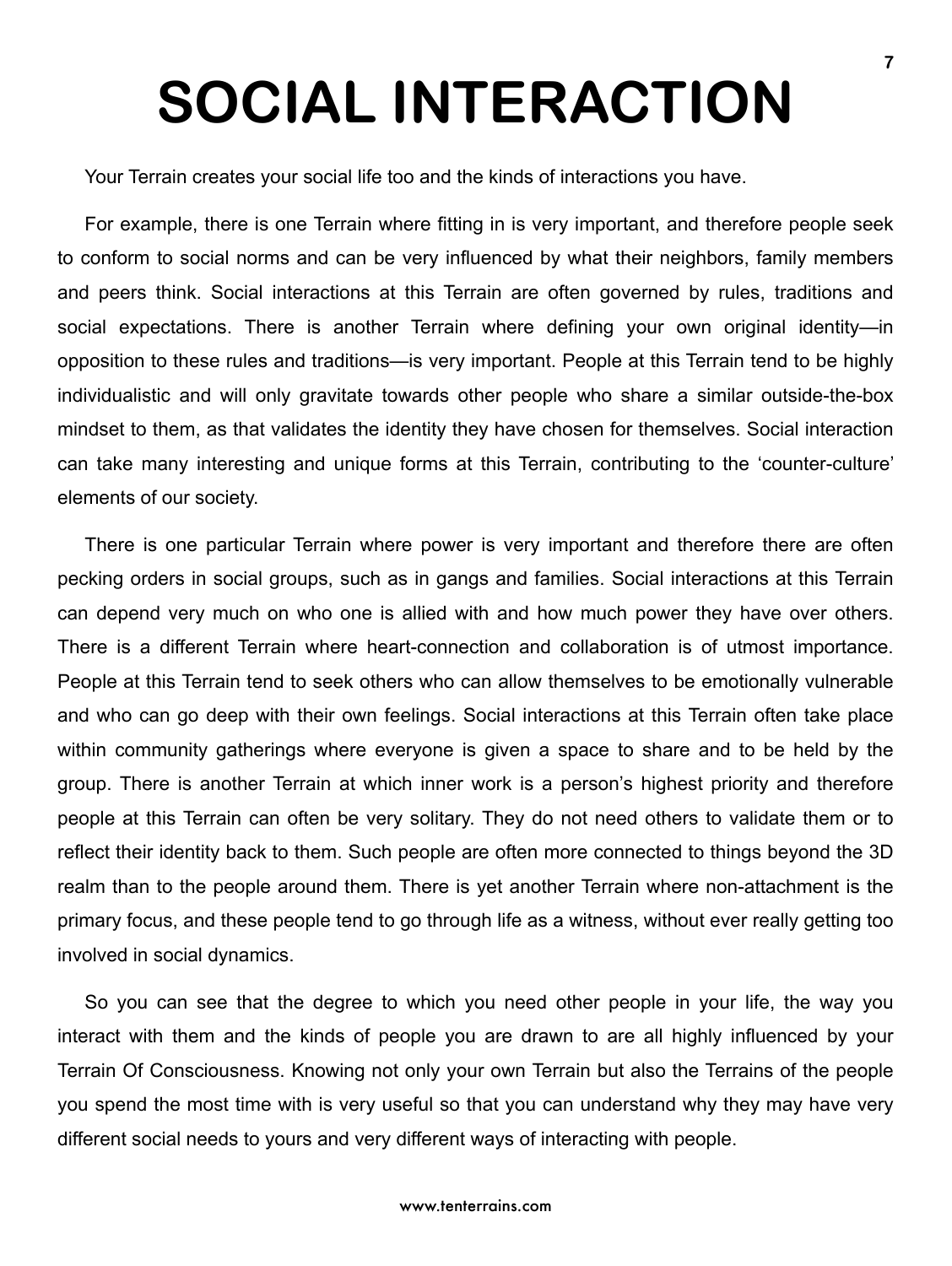# SOCIAL INTERACTION

Your Terrain creates your social life too and the kinds of interactions you have.

For example, there is one Terrain where fitting in is very important, and therefore people seek to conform to social norms and can be very influenced by what their neighbors, family members and peers think. Social interactions at this Terrain are often governed by rules, traditions and social expectations. There is another Terrain where defining your own original identity—in opposition to these rules and traditions—is very important. People at this Terrain tend to be highly individualistic and will only gravitate towards other people who share a similar outside-the-box mindset to them, as that validates the identity they have chosen for themselves. Social interaction can take many interesting and unique forms at this Terrain, contributing to the 'counter-culture' elements of our society.

There is one particular Terrain where power is very important and therefore there are often pecking orders in social groups, such as in gangs and families. Social interactions at this Terrain can depend very much on who one is allied with and how much power they have over others. There is a different Terrain where heart-connection and collaboration is of utmost importance. People at this Terrain tend to seek others who can allow themselves to be emotionally vulnerable and who can go deep with their own feelings. Social interactions at this Terrain often take place within community gatherings where everyone is given a space to share and to be held by the group. There is another Terrain at which inner work is a person's highest priority and therefore people at this Terrain can often be very solitary. They do not need others to validate them or to reflect their identity back to them. Such people are often more connected to things beyond the 3D realm than to the people around them. There is yet another Terrain where non-attachment is the primary focus, and these people tend to go through life as a witness, without ever really getting too involved in social dynamics.

So you can see that the degree to which you need other people in your life, the way you interact with them and the kinds of people you are drawn to are all highly influenced by your Terrain Of Consciousness. Knowing not only your own Terrain but also the Terrains of the people you spend the most time with is very useful so that you can understand why they may have very different social needs to yours and very different ways of interacting with people.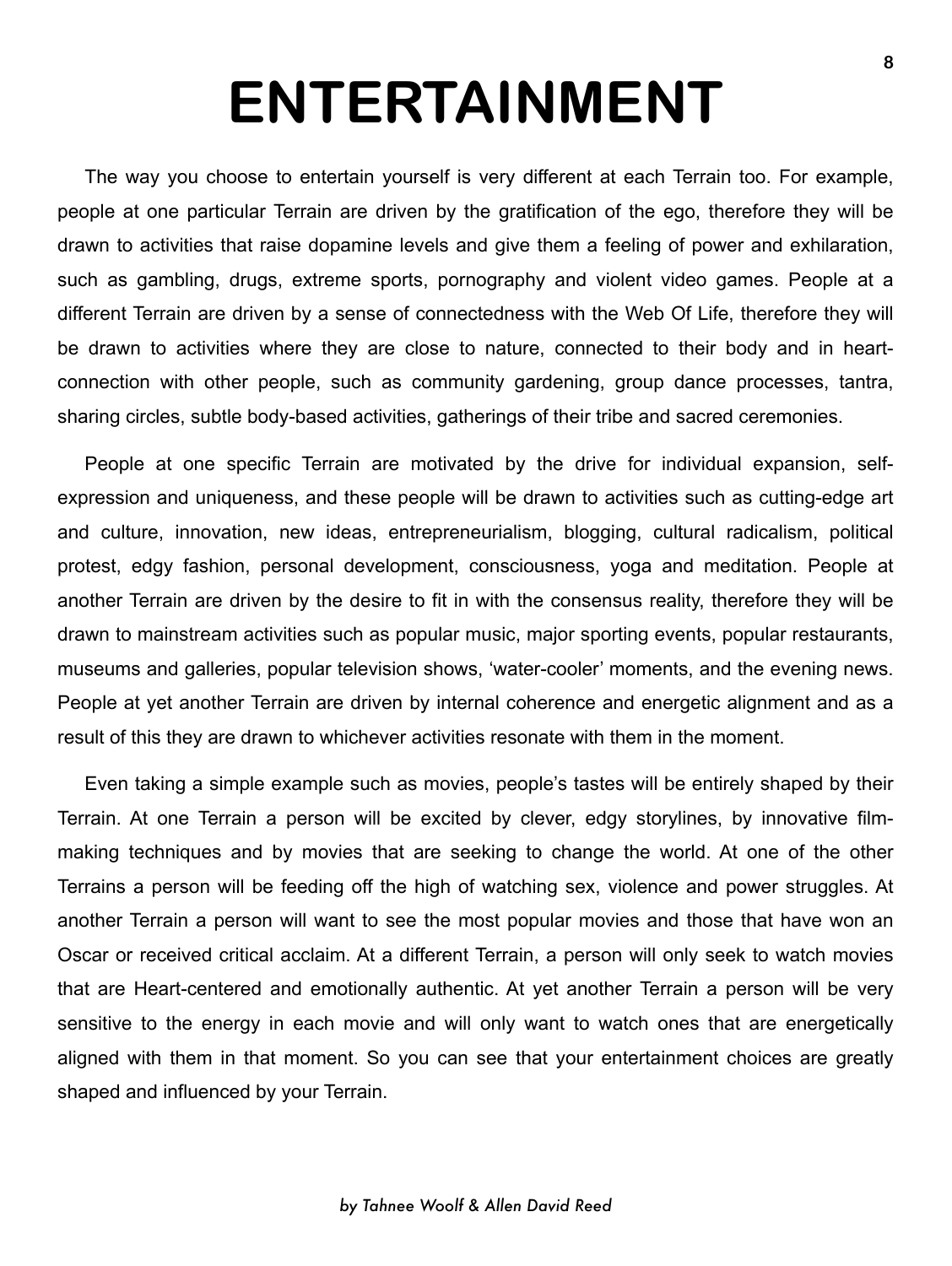# ENTERTAINMENT

The way you choose to entertain yourself is very different at each Terrain too. For example, people at one particular Terrain are driven by the gratification of the ego, therefore they will be drawn to activities that raise dopamine levels and give them a feeling of power and exhilaration, such as gambling, drugs, extreme sports, pornography and violent video games. People at a different Terrain are driven by a sense of connectedness with the Web Of Life, therefore they will be drawn to activities where they are close to nature, connected to their body and in heart-connection with other people, such as community gardening, group dance processes, tantra, sharing circles, subtle body-based activities, gatherings of their tribe and sacred ceremonies.

People at one specific Terrain are motivated by the drive for individual expansion, self-expression and uniqueness, and these people will be drawn to activities such as cutting-edge art and culture, innovation, new ideas, entrepreneurialism, blogging, cultural radicalism, political protest, edgy fashion, personal development, consciousness, yoga and meditation. People at another Terrain are driven by the desire to fit in with the consensus reality, therefore they will be drawn to mainstream activities such as popular music, major sporting events, popular restaurants, museums and galleries, popular television shows, 'water-cooler' moments, and the evening news. People at yet another Terrain are driven by internal coherence and energetic alignment and as a result of this they are drawn to whichever activities resonate with them in the moment.

Even taking a simple example such as movies, people's tastes will be entirely shaped by their Terrain. At one Terrain a person will be excited by clever, edgy storylines, by innovative film-making techniques and by movies that are seeking to change the world. At one of the other Terrains a person will be feeding off the high of watching sex, violence and power struggles. At another Terrain a person will want to see the most popular movies and those that have won an Oscar or received critical acclaim. At a different Terrain, a person will only seek to watch movies that are Heart-centered and emotionally authentic. At yet another Terrain a person will be very sensitive to the energy in each movie and will only want to watch ones that are energetically aligned with them in that moment. So you can see that your entertainment choices are greatly shaped and influenced by your Terrain.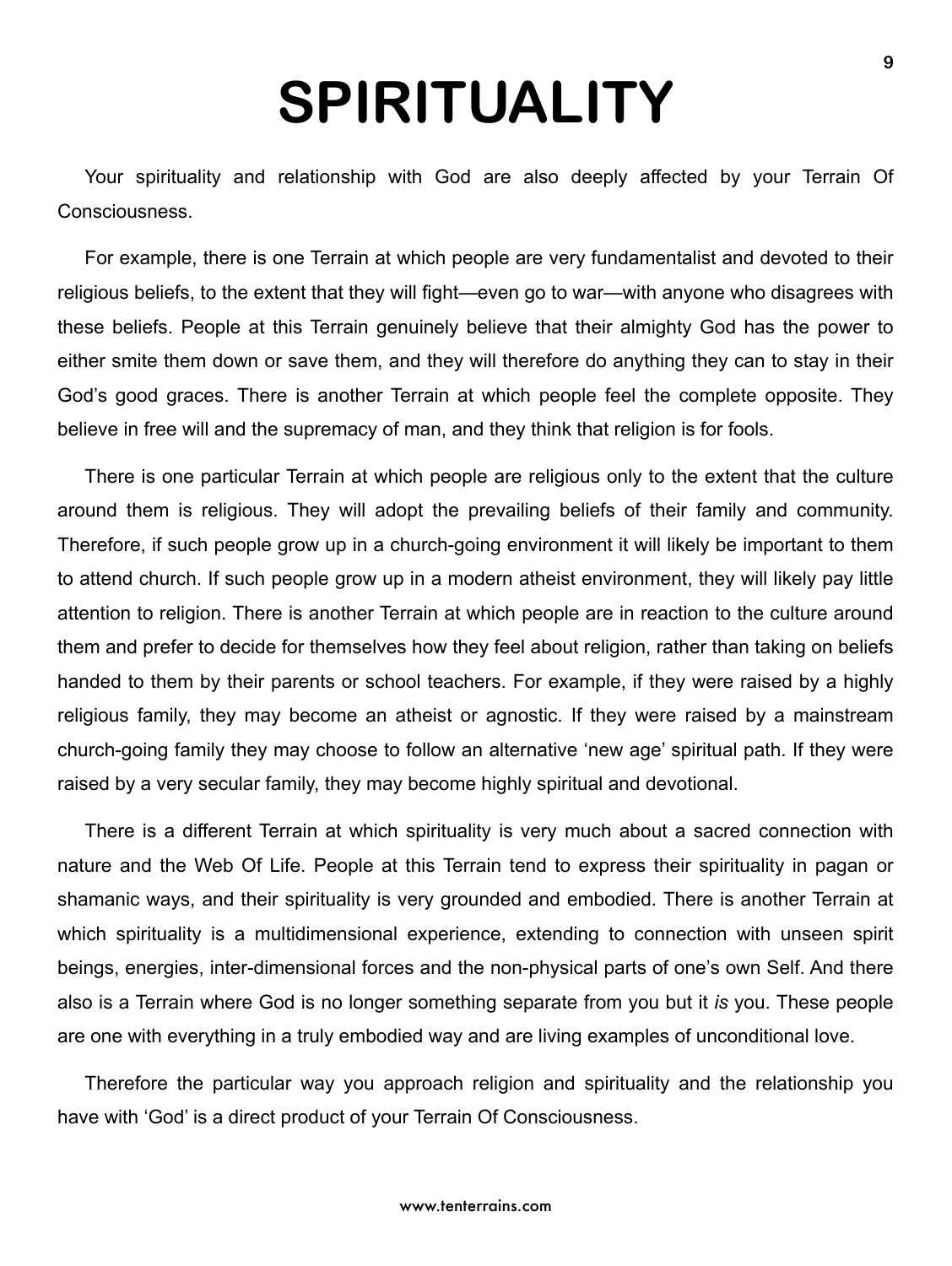# SPIRITUALITY

Your spirituality and relationship with God are also deeply affected by your Terrain Of Consciousness.

For example, there is one Terrain at which people are very fundamentalist and devoted to their religious beliefs, to the extent that they will fight—even go to war—with anyone who disagrees with these beliefs. People at this Terrain genuinely believe that their almighty God has the power to either smite them down or save them, and they will therefore do anything they can to stay in their God's good graces. There is another Terrain at which people feel the complete opposite. They believe in free will and the supremacy of man, and they think that religion is for fools.

There is one particular Terrain at which people are religious only to the extent that the culture around them is religious. They will adopt the prevailing beliefs of their family and community. Therefore, if such people grow up in a church-going environment it will likely be important to them to attend church. If such people grow up in a modern atheist environment, they will likely pay little attention to religion. There is another Terrain at which people are in reaction to the culture around them and prefer to decide for themselves how they feel about religion, rather than taking on beliefs handed to them by their parents or school teachers. For example, if they were raised by a highly religious family, they may become an atheist or agnostic. If they were raised by a mainstream church-going family they may choose to follow an alternative 'new age' spiritual path. If they were raised by a very secular family, they may become highly spiritual and devotional.

There is a different Terrain at which spirituality is very much about a sacred connection with nature and the Web Of Life. People at this Terrain tend to express their spirituality in pagan or shamanic ways, and their spirituality is very grounded and embodied. There is another Terrain at which spirituality is a multidimensional experience, extending to connection with unseen spirit beings, energies, inter-dimensional forces and the non-physical parts of one's own Self. And there also is a Terrain where God is no longer something separate from you but it *is* you. These people are one with everything in a truly embodied way and are living examples of unconditional love.

Therefore the particular way you approach religion and spirituality and the relationship you have with 'God' is a direct product of your Terrain Of Consciousness.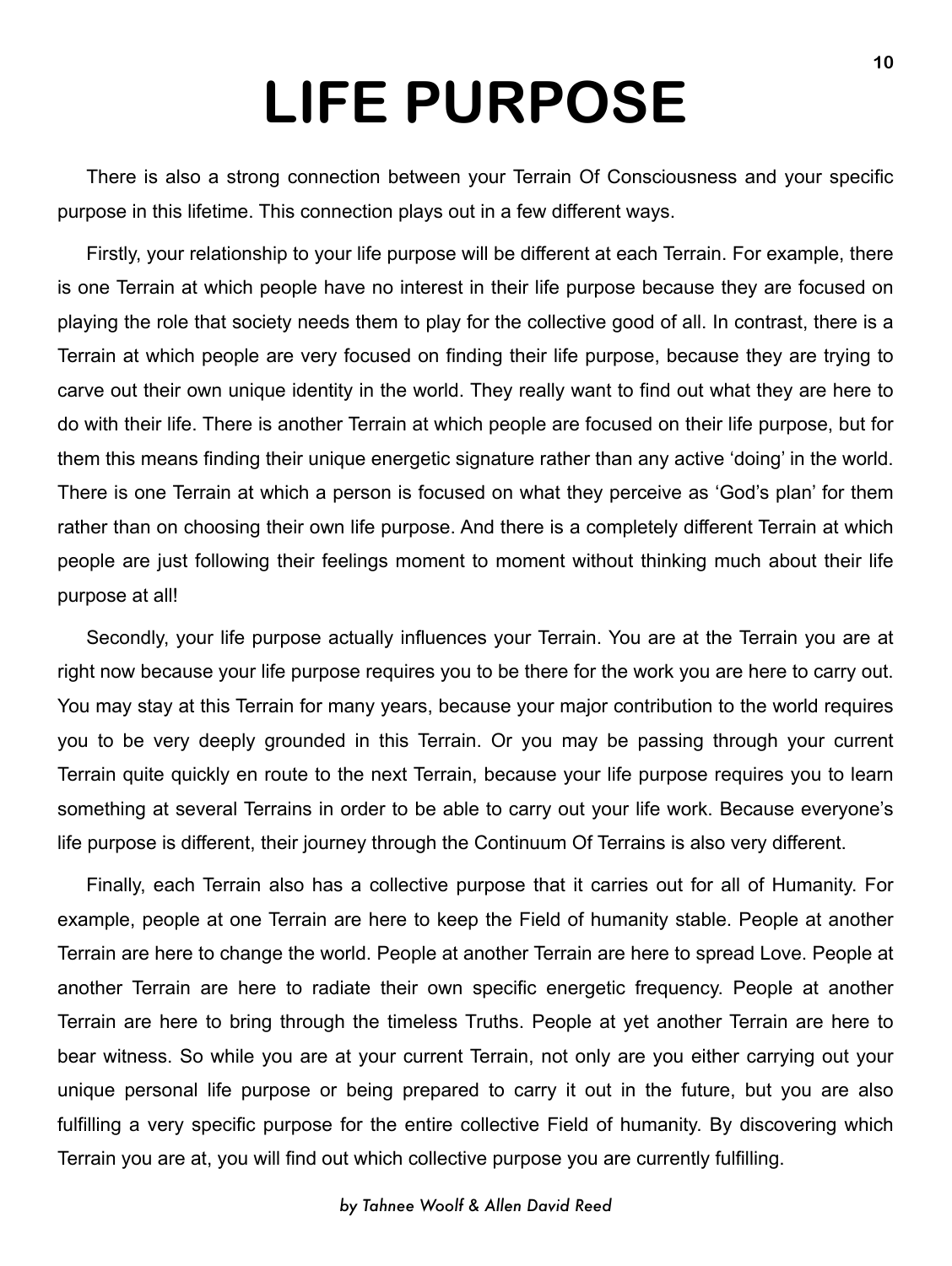# LIFE PURPOSE

There is also a strong connection between your Terrain Of Consciousness and your specific purpose in this lifetime. This connection plays out in a few different ways.

Firstly, your relationship to your life purpose will be different at each Terrain. For example, there is one Terrain at which people have no interest in their life purpose because they are focused on playing the role that society needs them to play for the collective good of all. In contrast, there is a Terrain at which people are very focused on finding their life purpose, because they are trying to carve out their own unique identity in the world. They really want to find out what they are here to do with their life. There is another Terrain at which people are focused on their life purpose, but for them this means finding their unique energetic signature rather than any active 'doing' in the world. There is one Terrain at which a person is focused on what they perceive as 'God's plan' for them rather than on choosing their own life purpose. And there is a completely different Terrain at which people are just following their feelings moment to moment without thinking much about their life purpose at all!

Secondly, your life purpose actually influences your Terrain. You are at the Terrain you are at right now because your life purpose requires you to be there for the work you are here to carry out. You may stay at this Terrain for many years, because your major contribution to the world requires you to be very deeply grounded in this Terrain. Or you may be passing through your current Terrain quite quickly en route to the next Terrain, because your life purpose requires you to learn something at several Terrains in order to be able to carry out your life work. Because everyone's life purpose is different, their journey through the Continuum Of Terrains is also very different.

Finally, each Terrain also has a collective purpose that it carries out for all of Humanity. For example, people at one Terrain are here to keep the Field of humanity stable. People at another Terrain are here to change the world. People at another Terrain are here to spread Love. People at another Terrain are here to radiate their own specific energetic frequency. People at another Terrain are here to bring through the timeless Truths. People at yet another Terrain are here to bear witness. So while you are at your current Terrain, not only are you either carrying out your unique personal life purpose or being prepared to carry it out in the future, but you are also fulfilling a very specific purpose for the entire collective Field of humanity. By discovering which Terrain you are at, you will find out which collective purpose you are currently fulfilling.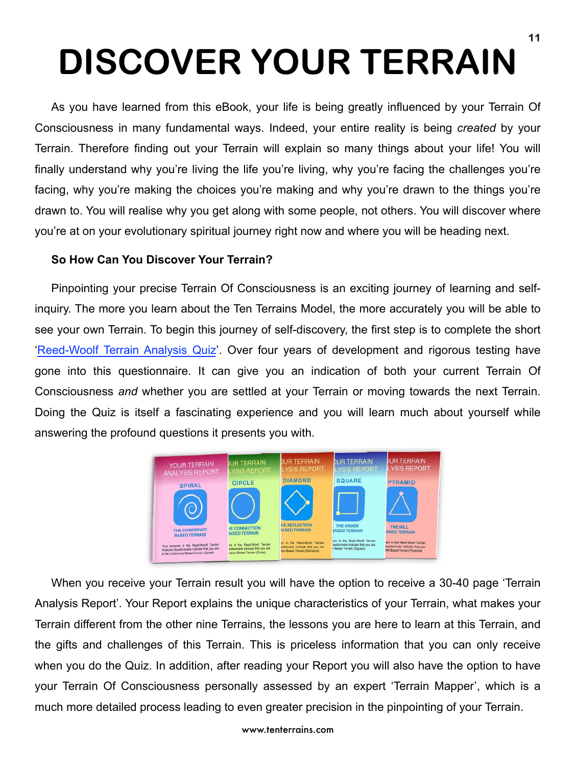# DISCOVER YOUR TERRAIN

As you have learned from this eBook, your life is being greatly influenced by your Terrain Of Consciousness in many fundamental ways. Indeed, your entire reality is being *created* by your Terrain. Therefore finding out your Terrain will explain so many things about your life! You will finally understand why you're living the life you're living, why you're facing the challenges you're facing, why you're making the choices you're making and why you're drawn to the things you're drawn to. You will realise why you get along with some people, not others. You will discover where you're at on your evolutionary spiritual journey right now and where you will be heading next.

**So How Can You Discover Your Terrain?**

Pinpointing your precise Terrain Of Consciousness is an exciting journey of learning and self-inquiry. The more you learn about the Ten Terrains Model, the more accurately you will be able to see your own Terrain. To begin this journey of self-discovery, the first step is to complete the short 'Reed-Woolf Terrain Analysis Quiz'. Over four years of development and rigorous testing have gone into this questionnaire. It can give you an indication of both your current Terrain Of Consciousness *and* whether you are settled at your Terrain or moving towards the next Terrain. Doing the Quiz is itself a fascinating experience and you will learn much about yourself while answering the profound questions it presents you with.

When you receive your Terrain result you will have the option to receive a 30-40 page 'Terrain Analysis Report'. Your Report explains the unique characteristics of your Terrain, what makes your Terrain different from the other nine Terrains, the lessons you are here to learn at this Terrain, and the gifts and challenges of this Terrain. This is priceless information that you can only receive when you do the Quiz. In addition, after reading your Report you will also have the option to have your Terrain Of Consciousness personally assessed by an expert 'Terrain Mapper', which is a much more detailed process leading to even greater precision in the pinpointing of your Terrain.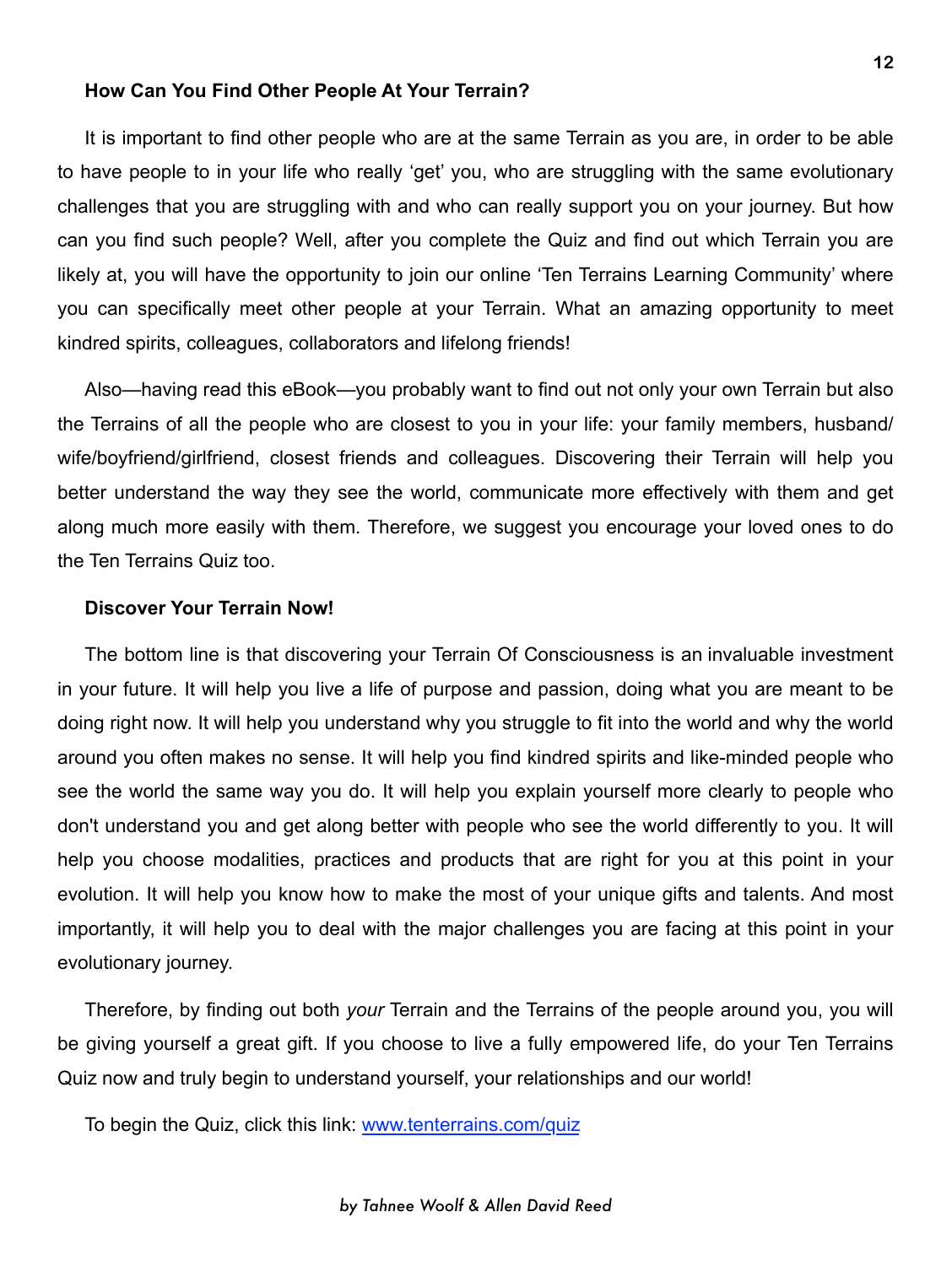### How Can You Find Other People At Your Terrain?

It is important to find other people who are at the same Terrain as you are, in order to be able to have people to in your life who really 'get' you, who are struggling with the same evolutionary challenges that you are struggling with and who can really support you on your journey. But how can you find such people? Well, after you complete the Quiz and find out which Terrain you are likely at, you will have the opportunity to join our online 'Ten Terrains Learning Community' where you can specifically meet other people at your Terrain. What an amazing opportunity to meet kindred spirits, colleagues, collaborators and lifelong friends!

Also—having read this eBook—you probably want to find out not only your own Terrain but also the Terrains of all the people who are closest to you in your life: your family members, husband/wife/boyfriend/girlfriend, closest friends and colleagues. Discovering their Terrain will help you better understand the way they see the world, communicate more effectively with them and get along much more easily with them. Therefore, we suggest you encourage your loved ones to do the Ten Terrains Quiz too.

### Discover Your Terrain Now!

The bottom line is that discovering your Terrain Of Consciousness is an invaluable investment in your future. It will help you live a life of purpose and passion, doing what you are meant to be doing right now. It will help you understand why you struggle to fit into the world and why the world around you often makes no sense. It will help you find kindred spirits and like-minded people who see the world the same way you do. It will help you explain yourself more clearly to people who don't understand you and get along better with people who see the world differently to you. It will help you choose modalities, practices and products that are right for you at this point in your evolution. It will help you know how to make the most of your unique gifts and talents. And most importantly, it will help you to deal with the major challenges you are facing at this point in your evolutionary journey.

Therefore, by finding out both *your* Terrain and the Terrains of the people around you, you will be giving yourself a great gift. If you choose to live a fully empowered life, do your Ten Terrains Quiz now and truly begin to understand yourself, your relationships and our world!

To begin the Quiz, click this link: [www.tenterrains.com/quiz](http://www.tenterrains.com/quiz)